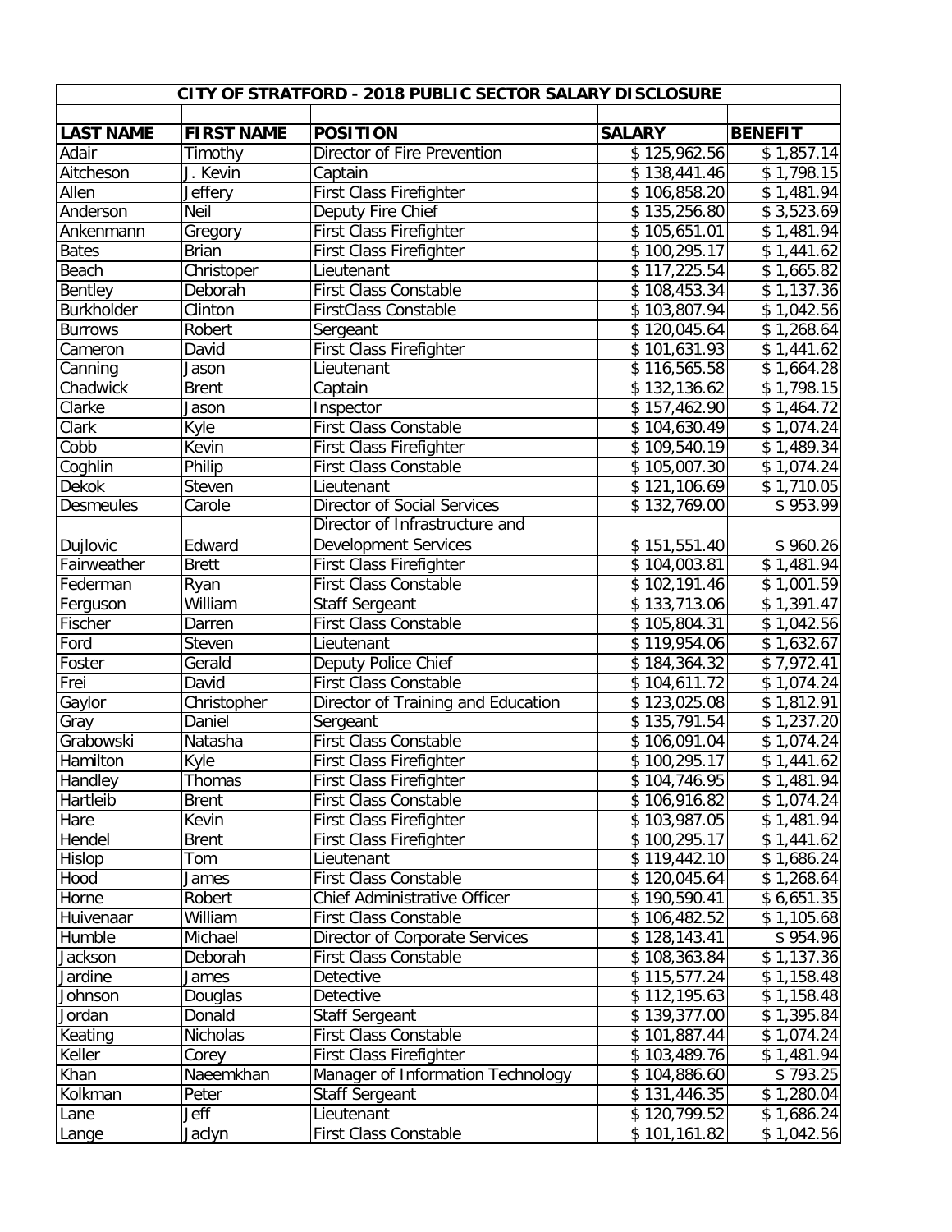**CITY OF STRATFORD - 2018 PUBLIC SECTOR SALARY DISCLOSURE**

| LAST NAME | FIRST NAME | POSITION | SALARY | BENEFIT |
|---|---|---|---|---|
| Adair | Timothy | Director of Fire Prevention | $ 125,962.56 | $ 1,857.14 |
| Aitcheson | J. Kevin | Captain | $ 138,441.46 | $ 1,798.15 |
| Allen | Jeffery | First Class Firefighter | $ 106,858.20 | $ 1,481.94 |
| Anderson | Neil | Deputy Fire Chief | $ 135,256.80 | $ 3,523.69 |
| Ankenmann | Gregory | First Class Firefighter | $ 105,651.01 | $ 1,481.94 |
| Bates | Brian | First Class Firefighter | $ 100,295.17 | $ 1,441.62 |
| Beach | Christoper | Lieutenant | $ 117,225.54 | $ 1,665.82 |
| Bentley | Deborah | First Class Constable | $ 108,453.34 | $ 1,137.36 |
| Burkholder | Clinton | FirstClass Constable | $ 103,807.94 | $ 1,042.56 |
| Burrows | Robert | Sergeant | $ 120,045.64 | $ 1,268.64 |
| Cameron | David | First Class Firefighter | $ 101,631.93 | $ 1,441.62 |
| Canning | Jason | Lieutenant | $ 116,565.58 | $ 1,664.28 |
| Chadwick | Brent | Captain | $ 132,136.62 | $ 1,798.15 |
| Clarke | Jason | Inspector | $ 157,462.90 | $ 1,464.72 |
| Clark | Kyle | First Class Constable | $ 104,630.49 | $ 1,074.24 |
| Cobb | Kevin | First Class Firefighter | $ 109,540.19 | $ 1,489.34 |
| Coghlin | Philip | First Class Constable | $ 105,007.30 | $ 1,074.24 |
| Dekok | Steven | Lieutenant | $ 121,106.69 | $ 1,710.05 |
| Desmeules | Carole | Director of Social Services | $ 132,769.00 | $ 953.99 |
| Dujlovic | Edward | Director of Infrastructure and Development Services | $ 151,551.40 | $ 960.26 |
| Fairweather | Brett | First Class Firefighter | $ 104,003.81 | $ 1,481.94 |
| Federman | Ryan | First Class Constable | $ 102,191.46 | $ 1,001.59 |
| Ferguson | William | Staff Sergeant | $ 133,713.06 | $ 1,391.47 |
| Fischer | Darren | First Class Constable | $ 105,804.31 | $ 1,042.56 |
| Ford | Steven | Lieutenant | $ 119,954.06 | $ 1,632.67 |
| Foster | Gerald | Deputy Police Chief | $ 184,364.32 | $ 7,972.41 |
| Frei | David | First Class Constable | $ 104,611.72 | $ 1,074.24 |
| Gaylor | Christopher | Director of Training and Education | $ 123,025.08 | $ 1,812.91 |
| Gray | Daniel | Sergeant | $ 135,791.54 | $ 1,237.20 |
| Grabowski | Natasha | First Class Constable | $ 106,091.04 | $ 1,074.24 |
| Hamilton | Kyle | First Class Firefighter | $ 100,295.17 | $ 1,441.62 |
| Handley | Thomas | First Class Firefighter | $ 104,746.95 | $ 1,481.94 |
| Hartleib | Brent | First Class Constable | $ 106,916.82 | $ 1,074.24 |
| Hare | Kevin | First Class Firefighter | $ 103,987.05 | $ 1,481.94 |
| Hendel | Brent | First Class Firefighter | $ 100,295.17 | $ 1,441.62 |
| Hislop | Tom | Lieutenant | $ 119,442.10 | $ 1,686.24 |
| Hood | James | First Class Constable | $ 120,045.64 | $ 1,268.64 |
| Horne | Robert | Chief Administrative Officer | $ 190,590.41 | $ 6,651.35 |
| Huivenaar | William | First Class Constable | $ 106,482.52 | $ 1,105.68 |
| Humble | Michael | Director of Corporate Services | $ 128,143.41 | $ 954.96 |
| Jackson | Deborah | First Class Constable | $ 108,363.84 | $ 1,137.36 |
| Jardine | James | Detective | $ 115,577.24 | $ 1,158.48 |
| Johnson | Douglas | Detective | $ 112,195.63 | $ 1,158.48 |
| Jordan | Donald | Staff Sergeant | $ 139,377.00 | $ 1,395.84 |
| Keating | Nicholas | First Class Constable | $ 101,887.44 | $ 1,074.24 |
| Keller | Corey | First Class Firefighter | $ 103,489.76 | $ 1,481.94 |
| Khan | Naeemkhan | Manager of Information Technology | $ 104,886.60 | $ 793.25 |
| Kolkman | Peter | Staff Sergeant | $ 131,446.35 | $ 1,280.04 |
| Lane | Jeff | Lieutenant | $ 120,799.52 | $ 1,686.24 |
| Lange | Jaclyn | First Class Constable | $ 101,161.82 | $ 1,042.56 |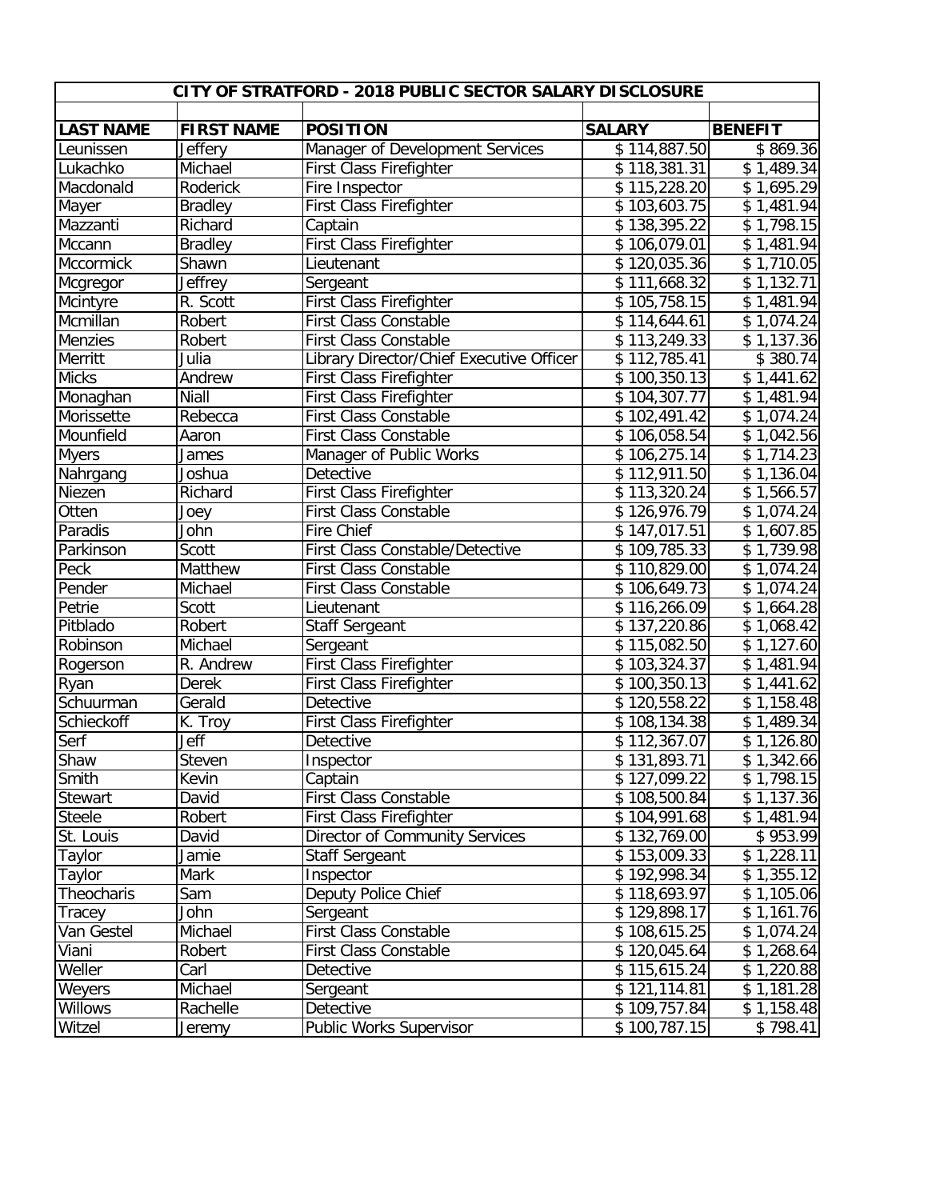| CITY OF STRATFORD - 2018 PUBLIC SECTOR SALARY DISCLOSURE | | | | |
|---|---|---|---|---|
| | | | | |
| **LAST NAME** | **FIRST NAME** | **POSITION** | **SALARY** | **BENEFIT** |
| Leunissen | Jeffery | Manager of Development Services | $ 114,887.50 | $ 869.36 |
| Lukachko | Michael | First Class Firefighter | $ 118,381.31 | $ 1,489.34 |
| Macdonald | Roderick | Fire Inspector | $ 115,228.20 | $ 1,695.29 |
| Mayer | Bradley | First Class Firefighter | $ 103,603.75 | $ 1,481.94 |
| Mazzanti | Richard | Captain | $ 138,395.22 | $ 1,798.15 |
| Mccann | Bradley | First Class Firefighter | $ 106,079.01 | $ 1,481.94 |
| Mccormick | Shawn | Lieutenant | $ 120,035.36 | $ 1,710.05 |
| Mcgregor | Jeffrey | Sergeant | $ 111,668.32 | $ 1,132.71 |
| Mcintyre | R. Scott | First Class Firefighter | $ 105,758.15 | $ 1,481.94 |
| Mcmillan | Robert | First Class Constable | $ 114,644.61 | $ 1,074.24 |
| Menzies | Robert | First Class Constable | $ 113,249.33 | $ 1,137.36 |
| Merritt | Julia | Library Director/Chief Executive Officer | $ 112,785.41 | $ 380.74 |
| Micks | Andrew | First Class Firefighter | $ 100,350.13 | $ 1,441.62 |
| Monaghan | Niall | First Class Firefighter | $ 104,307.77 | $ 1,481.94 |
| Morissette | Rebecca | First Class Constable | $ 102,491.42 | $ 1,074.24 |
| Mounfield | Aaron | First Class Constable | $ 106,058.54 | $ 1,042.56 |
| Myers | James | Manager of Public Works | $ 106,275.14 | $ 1,714.23 |
| Nahrgang | Joshua | Detective | $ 112,911.50 | $ 1,136.04 |
| Niezen | Richard | First Class Firefighter | $ 113,320.24 | $ 1,566.57 |
| Otten | Joey | First Class Constable | $ 126,976.79 | $ 1,074.24 |
| Paradis | John | Fire Chief | $ 147,017.51 | $ 1,607.85 |
| Parkinson | Scott | First Class Constable/Detective | $ 109,785.33 | $ 1,739.98 |
| Peck | Matthew | First Class Constable | $ 110,829.00 | $ 1,074.24 |
| Pender | Michael | First Class Constable | $ 106,649.73 | $ 1,074.24 |
| Petrie | Scott | Lieutenant | $ 116,266.09 | $ 1,664.28 |
| Pitblado | Robert | Staff Sergeant | $ 137,220.86 | $ 1,068.42 |
| Robinson | Michael | Sergeant | $ 115,082.50 | $ 1,127.60 |
| Rogerson | R. Andrew | First Class Firefighter | $ 103,324.37 | $ 1,481.94 |
| Ryan | Derek | First Class Firefighter | $ 100,350.13 | $ 1,441.62 |
| Schuurman | Gerald | Detective | $ 120,558.22 | $ 1,158.48 |
| Schieckoff | K. Troy | First Class Firefighter | $ 108,134.38 | $ 1,489.34 |
| Serf | Jeff | Detective | $ 112,367.07 | $ 1,126.80 |
| Shaw | Steven | Inspector | $ 131,893.71 | $ 1,342.66 |
| Smith | Kevin | Captain | $ 127,099.22 | $ 1,798.15 |
| Stewart | David | First Class Constable | $ 108,500.84 | $ 1,137.36 |
| Steele | Robert | First Class Firefighter | $ 104,991.68 | $ 1,481.94 |
| St. Louis | David | Director of Community Services | $ 132,769.00 | $ 953.99 |
| Taylor | Jamie | Staff Sergeant | $ 153,009.33 | $ 1,228.11 |
| Taylor | Mark | Inspector | $ 192,998.34 | $ 1,355.12 |
| Theocharis | Sam | Deputy Police Chief | $ 118,693.97 | $ 1,105.06 |
| Tracey | John | Sergeant | $ 129,898.17 | $ 1,161.76 |
| Van Gestel | Michael | First Class Constable | $ 108,615.25 | $ 1,074.24 |
| Viani | Robert | First Class Constable | $ 120,045.64 | $ 1,268.64 |
| Weller | Carl | Detective | $ 115,615.24 | $ 1,220.88 |
| Weyers | Michael | Sergeant | $ 121,114.81 | $ 1,181.28 |
| Willows | Rachelle | Detective | $ 109,757.84 | $ 1,158.48 |
| Witzel | Jeremy | Public Works Supervisor | $ 100,787.15 | $ 798.41 |